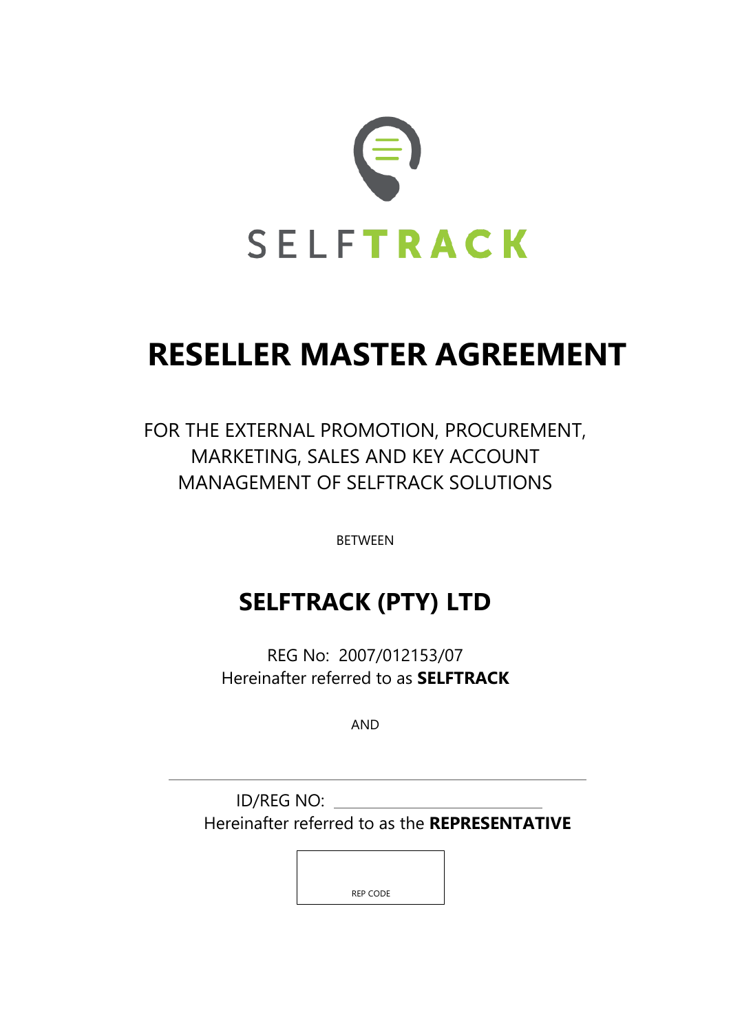SELFTRACK

# RESELLER MASTER AGREEMENT

FOR THE EXTERNAL PROMOTION, PROCUREMENT, MARKETING, SALES AND KEY ACCOUNT MANAGEMENT OF SELFTRACK SOLUTIONS

BETWEEN

## SELFTRACK (PTY) LTD

REG No: 2007/012153/07
Hereinafter referred to as **SELFTRACK**

AND

\_\_\_\_\_\_\_\_\_\_\_\_\_\_\_\_\_\_\_\_\_\_\_\_\_\_\_\_\_\_\_\_\_\_\_\_\_\_\_\_

ID/REG NO: \_\_\_\_\_\_\_\_\_\_\_\_\_\_\_\_\_\_\_\_\_\_\_\_\_\_\_\_
Hereinafter referred to as the **REPRESENTATIVE**

| REP CODE |
| --- |
| |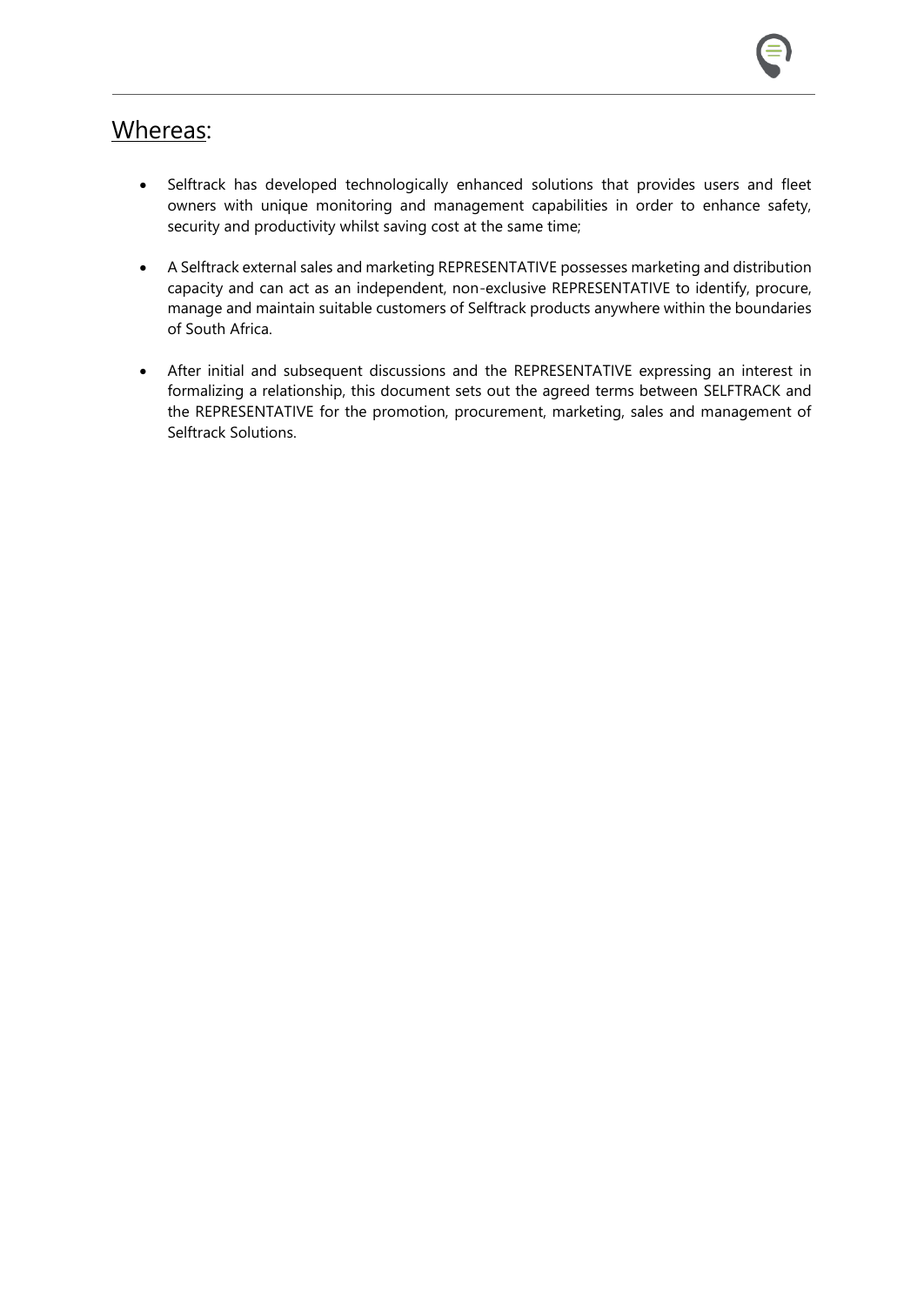## Whereas:

- Selftrack has developed technologically enhanced solutions that provides users and fleet owners with unique monitoring and management capabilities in order to enhance safety, security and productivity whilst saving cost at the same time;

- A Selftrack external sales and marketing REPRESENTATIVE possesses marketing and distribution capacity and can act as an independent, non-exclusive REPRESENTATIVE to identify, procure, manage and maintain suitable customers of Selftrack products anywhere within the boundaries of South Africa.

- After initial and subsequent discussions and the REPRESENTATIVE expressing an interest in formalizing a relationship, this document sets out the agreed terms between SELFTRACK and the REPRESENTATIVE for the promotion, procurement, marketing, sales and management of Selftrack Solutions.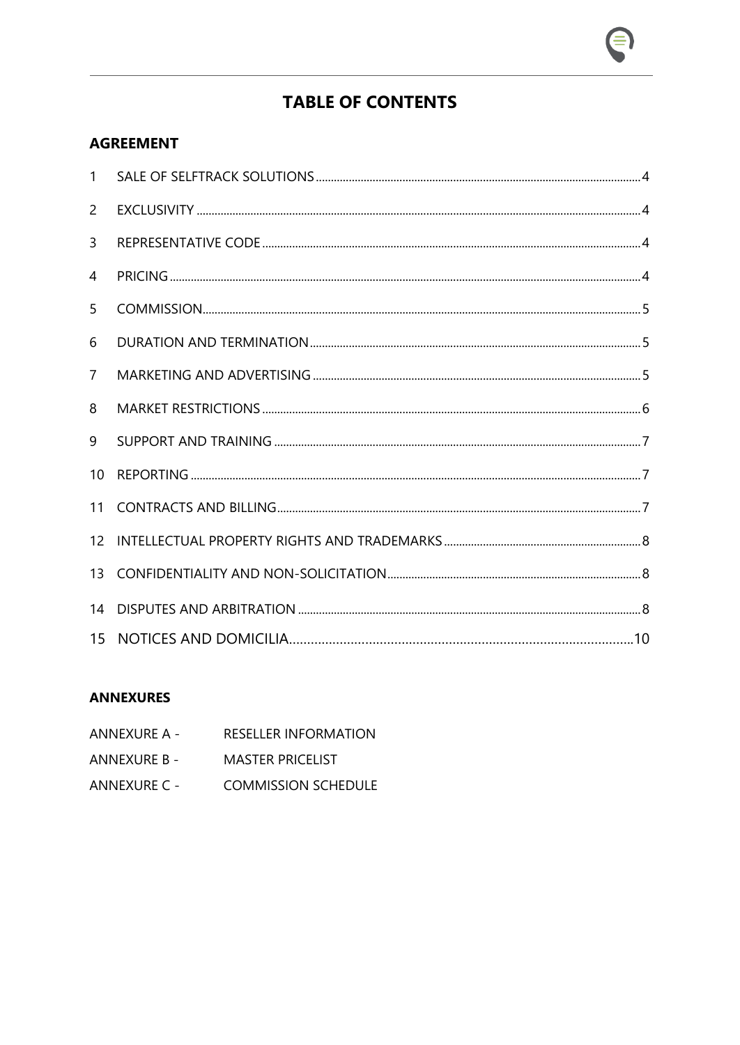# TABLE OF CONTENTS

## AGREEMENT

| | | |
|---|---|---|
| 1 | SALE OF SELFTRACK SOLUTIONS | 4 |
| 2 | EXCLUSIVITY | 4 |
| 3 | REPRESENTATIVE CODE | 4 |
| 4 | PRICING | 4 |
| 5 | COMMISSION | 5 |
| 6 | DURATION AND TERMINATION | 5 |
| 7 | MARKETING AND ADVERTISING | 5 |
| 8 | MARKET RESTRICTIONS | 6 |
| 9 | SUPPORT AND TRAINING | 7 |
| 10 | REPORTING | 7 |
| 11 | CONTRACTS AND BILLING | 7 |
| 12 | INTELLECTUAL PROPERTY RIGHTS AND TRADEMARKS | 8 |
| 13 | CONFIDENTIALITY AND NON-SOLICITATION | 8 |
| 14 | DISPUTES AND ARBITRATION | 8 |
| 15 | NOTICES AND DOMICILIA | 10 |

## ANNEXURES

ANNEXURE A - RESELLER INFORMATION

ANNEXURE B - MASTER PRICELIST

ANNEXURE C - COMMISSION SCHEDULE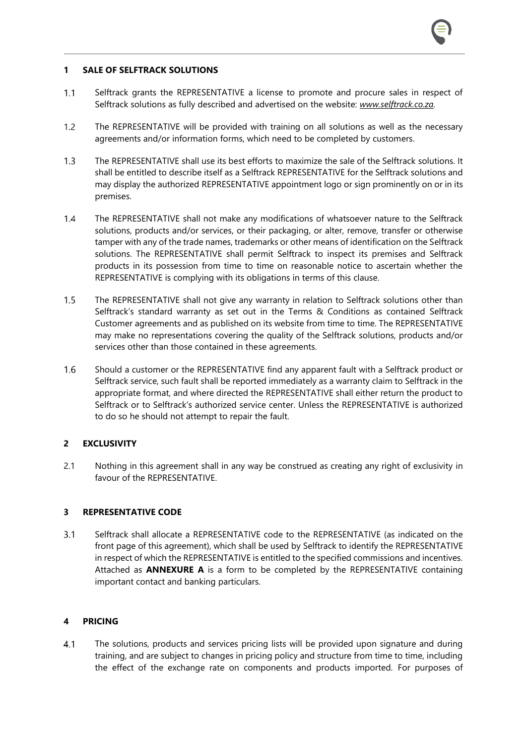## 1 SALE OF SELFTRACK SOLUTIONS

1.1 Selftrack grants the REPRESENTATIVE a license to promote and procure sales in respect of Selftrack solutions as fully described and advertised on the website: *www.selftrack.co.za*.

1.2 The REPRESENTATIVE will be provided with training on all solutions as well as the necessary agreements and/or information forms, which need to be completed by customers.

1.3 The REPRESENTATIVE shall use its best efforts to maximize the sale of the Selftrack solutions. It shall be entitled to describe itself as a Selftrack REPRESENTATIVE for the Selftrack solutions and may display the authorized REPRESENTATIVE appointment logo or sign prominently on or in its premises.

1.4 The REPRESENTATIVE shall not make any modifications of whatsoever nature to the Selftrack solutions, products and/or services, or their packaging, or alter, remove, transfer or otherwise tamper with any of the trade names, trademarks or other means of identification on the Selftrack solutions. The REPRESENTATIVE shall permit Selftrack to inspect its premises and Selftrack products in its possession from time to time on reasonable notice to ascertain whether the REPRESENTATIVE is complying with its obligations in terms of this clause.

1.5 The REPRESENTATIVE shall not give any warranty in relation to Selftrack solutions other than Selftrack's standard warranty as set out in the Terms & Conditions as contained Selftrack Customer agreements and as published on its website from time to time. The REPRESENTATIVE may make no representations covering the quality of the Selftrack solutions, products and/or services other than those contained in these agreements.

1.6 Should a customer or the REPRESENTATIVE find any apparent fault with a Selftrack product or Selftrack service, such fault shall be reported immediately as a warranty claim to Selftrack in the appropriate format, and where directed the REPRESENTATIVE shall either return the product to Selftrack or to Selftrack's authorized service center. Unless the REPRESENTATIVE is authorized to do so he should not attempt to repair the fault.

## 2 EXCLUSIVITY

2.1 Nothing in this agreement shall in any way be construed as creating any right of exclusivity in favour of the REPRESENTATIVE.

## 3 REPRESENTATIVE CODE

3.1 Selftrack shall allocate a REPRESENTATIVE code to the REPRESENTATIVE (as indicated on the front page of this agreement), which shall be used by Selftrack to identify the REPRESENTATIVE in respect of which the REPRESENTATIVE is entitled to the specified commissions and incentives. Attached as **ANNEXURE A** is a form to be completed by the REPRESENTATIVE containing important contact and banking particulars.

## 4 PRICING

4.1 The solutions, products and services pricing lists will be provided upon signature and during training, and are subject to changes in pricing policy and structure from time to time, including the effect of the exchange rate on components and products imported. For purposes of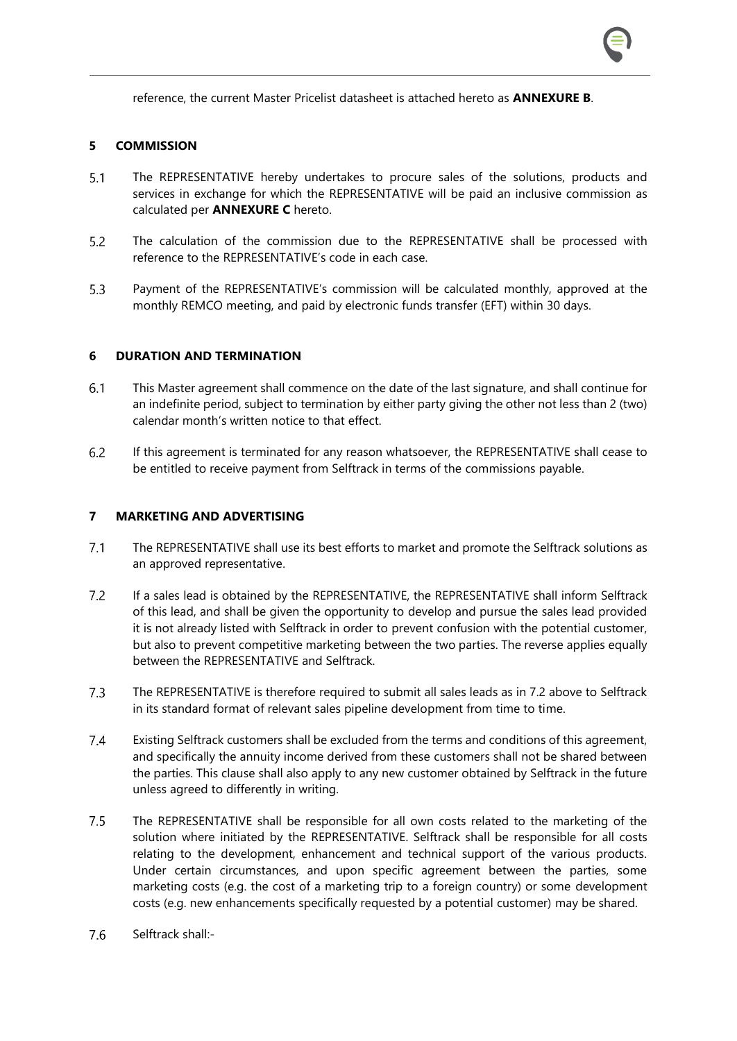reference, the current Master Pricelist datasheet is attached hereto as **ANNEXURE B**.

## 5 COMMISSION

5.1 The REPRESENTATIVE hereby undertakes to procure sales of the solutions, products and services in exchange for which the REPRESENTATIVE will be paid an inclusive commission as calculated per **ANNEXURE C** hereto.

5.2 The calculation of the commission due to the REPRESENTATIVE shall be processed with reference to the REPRESENTATIVE's code in each case.

5.3 Payment of the REPRESENTATIVE's commission will be calculated monthly, approved at the monthly REMCO meeting, and paid by electronic funds transfer (EFT) within 30 days.

## 6 DURATION AND TERMINATION

6.1 This Master agreement shall commence on the date of the last signature, and shall continue for an indefinite period, subject to termination by either party giving the other not less than 2 (two) calendar month's written notice to that effect.

6.2 If this agreement is terminated for any reason whatsoever, the REPRESENTATIVE shall cease to be entitled to receive payment from Selftrack in terms of the commissions payable.

## 7 MARKETING AND ADVERTISING

7.1 The REPRESENTATIVE shall use its best efforts to market and promote the Selftrack solutions as an approved representative.

7.2 If a sales lead is obtained by the REPRESENTATIVE, the REPRESENTATIVE shall inform Selftrack of this lead, and shall be given the opportunity to develop and pursue the sales lead provided it is not already listed with Selftrack in order to prevent confusion with the potential customer, but also to prevent competitive marketing between the two parties. The reverse applies equally between the REPRESENTATIVE and Selftrack.

7.3 The REPRESENTATIVE is therefore required to submit all sales leads as in 7.2 above to Selftrack in its standard format of relevant sales pipeline development from time to time.

7.4 Existing Selftrack customers shall be excluded from the terms and conditions of this agreement, and specifically the annuity income derived from these customers shall not be shared between the parties. This clause shall also apply to any new customer obtained by Selftrack in the future unless agreed to differently in writing.

7.5 The REPRESENTATIVE shall be responsible for all own costs related to the marketing of the solution where initiated by the REPRESENTATIVE. Selftrack shall be responsible for all costs relating to the development, enhancement and technical support of the various products. Under certain circumstances, and upon specific agreement between the parties, some marketing costs (e.g. the cost of a marketing trip to a foreign country) or some development costs (e.g. new enhancements specifically requested by a potential customer) may be shared.

7.6 Selftrack shall:-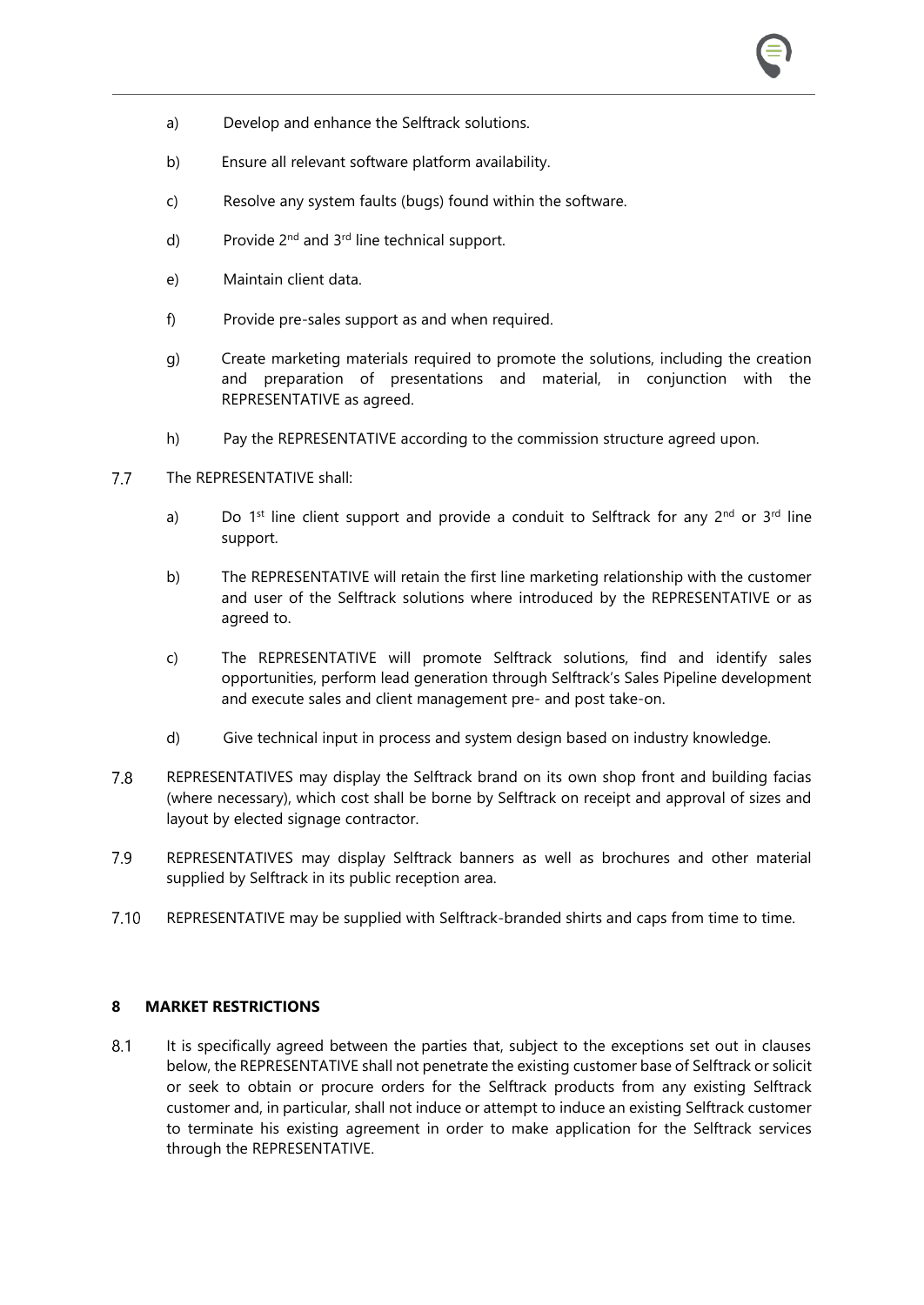a) Develop and enhance the Selftrack solutions.

b) Ensure all relevant software platform availability.

c) Resolve any system faults (bugs) found within the software.

d) Provide 2nd and 3rd line technical support.

e) Maintain client data.

f) Provide pre-sales support as and when required.

g) Create marketing materials required to promote the solutions, including the creation and preparation of presentations and material, in conjunction with the REPRESENTATIVE as agreed.

h) Pay the REPRESENTATIVE according to the commission structure agreed upon.

7.7 The REPRESENTATIVE shall:

a) Do 1st line client support and provide a conduit to Selftrack for any 2nd or 3rd line support.

b) The REPRESENTATIVE will retain the first line marketing relationship with the customer and user of the Selftrack solutions where introduced by the REPRESENTATIVE or as agreed to.

c) The REPRESENTATIVE will promote Selftrack solutions, find and identify sales opportunities, perform lead generation through Selftrack's Sales Pipeline development and execute sales and client management pre- and post take-on.

d) Give technical input in process and system design based on industry knowledge.

7.8 REPRESENTATIVES may display the Selftrack brand on its own shop front and building facias (where necessary), which cost shall be borne by Selftrack on receipt and approval of sizes and layout by elected signage contractor.

7.9 REPRESENTATIVES may display Selftrack banners as well as brochures and other material supplied by Selftrack in its public reception area.

7.10 REPRESENTATIVE may be supplied with Selftrack-branded shirts and caps from time to time.

## 8 MARKET RESTRICTIONS

8.1 It is specifically agreed between the parties that, subject to the exceptions set out in clauses below, the REPRESENTATIVE shall not penetrate the existing customer base of Selftrack or solicit or seek to obtain or procure orders for the Selftrack products from any existing Selftrack customer and, in particular, shall not induce or attempt to induce an existing Selftrack customer to terminate his existing agreement in order to make application for the Selftrack services through the REPRESENTATIVE.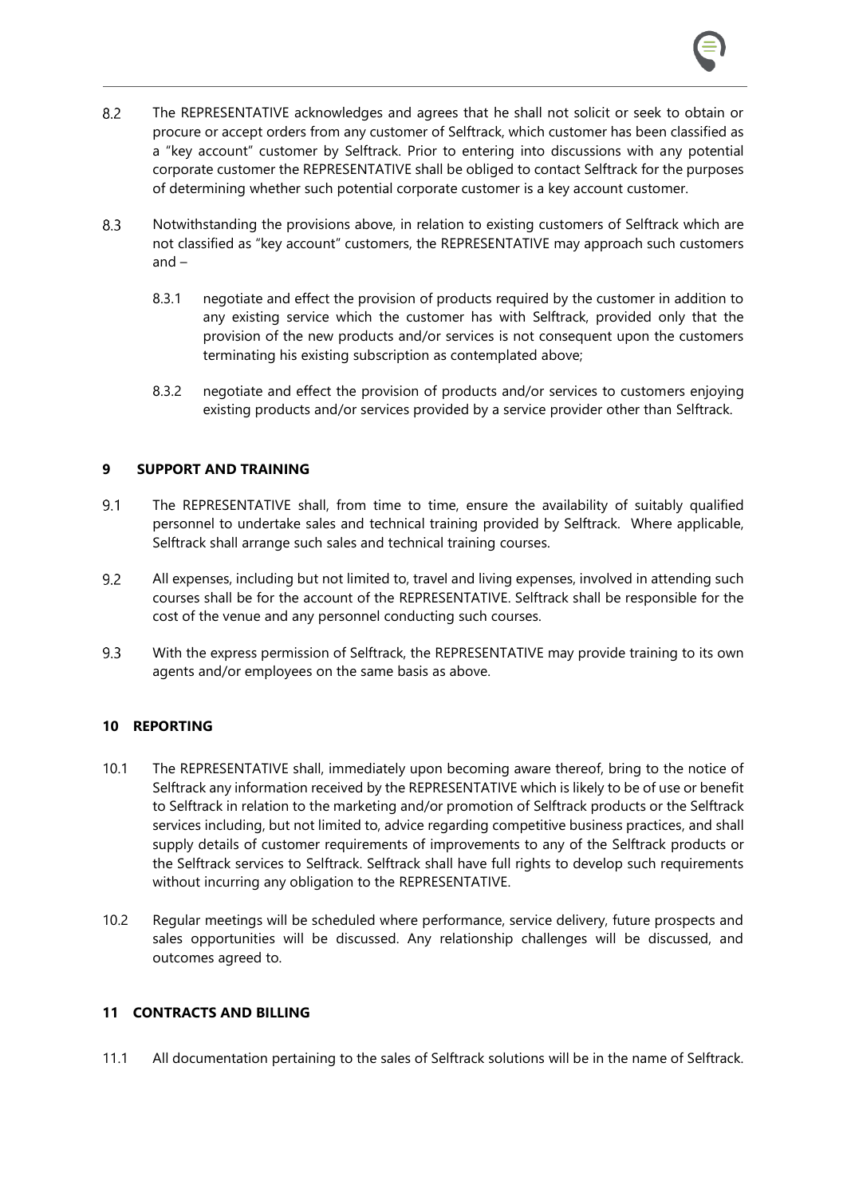8.2 The REPRESENTATIVE acknowledges and agrees that he shall not solicit or seek to obtain or procure or accept orders from any customer of Selftrack, which customer has been classified as a "key account" customer by Selftrack. Prior to entering into discussions with any potential corporate customer the REPRESENTATIVE shall be obliged to contact Selftrack for the purposes of determining whether such potential corporate customer is a key account customer.

8.3 Notwithstanding the provisions above, in relation to existing customers of Selftrack which are not classified as "key account" customers, the REPRESENTATIVE may approach such customers and –

8.3.1 negotiate and effect the provision of products required by the customer in addition to any existing service which the customer has with Selftrack, provided only that the provision of the new products and/or services is not consequent upon the customers terminating his existing subscription as contemplated above;

8.3.2 negotiate and effect the provision of products and/or services to customers enjoying existing products and/or services provided by a service provider other than Selftrack.

## 9 SUPPORT AND TRAINING

9.1 The REPRESENTATIVE shall, from time to time, ensure the availability of suitably qualified personnel to undertake sales and technical training provided by Selftrack. Where applicable, Selftrack shall arrange such sales and technical training courses.

9.2 All expenses, including but not limited to, travel and living expenses, involved in attending such courses shall be for the account of the REPRESENTATIVE. Selftrack shall be responsible for the cost of the venue and any personnel conducting such courses.

9.3 With the express permission of Selftrack, the REPRESENTATIVE may provide training to its own agents and/or employees on the same basis as above.

## 10 REPORTING

10.1 The REPRESENTATIVE shall, immediately upon becoming aware thereof, bring to the notice of Selftrack any information received by the REPRESENTATIVE which is likely to be of use or benefit to Selftrack in relation to the marketing and/or promotion of Selftrack products or the Selftrack services including, but not limited to, advice regarding competitive business practices, and shall supply details of customer requirements of improvements to any of the Selftrack products or the Selftrack services to Selftrack. Selftrack shall have full rights to develop such requirements without incurring any obligation to the REPRESENTATIVE.

10.2 Regular meetings will be scheduled where performance, service delivery, future prospects and sales opportunities will be discussed. Any relationship challenges will be discussed, and outcomes agreed to.

## 11 CONTRACTS AND BILLING

11.1 All documentation pertaining to the sales of Selftrack solutions will be in the name of Selftrack.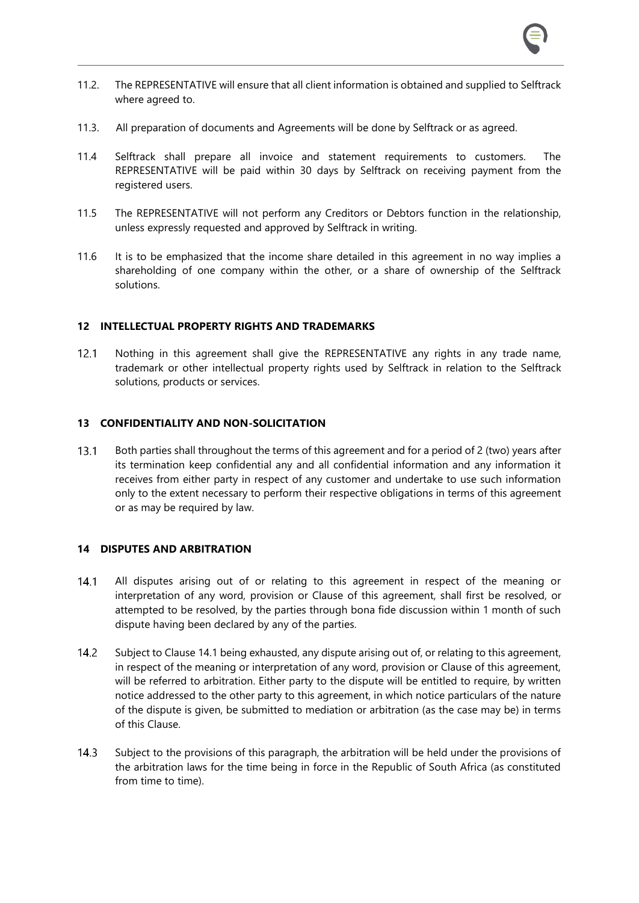11.2. The REPRESENTATIVE will ensure that all client information is obtained and supplied to Selftrack where agreed to.

11.3. All preparation of documents and Agreements will be done by Selftrack or as agreed.

11.4 Selftrack shall prepare all invoice and statement requirements to customers. The REPRESENTATIVE will be paid within 30 days by Selftrack on receiving payment from the registered users.

11.5 The REPRESENTATIVE will not perform any Creditors or Debtors function in the relationship, unless expressly requested and approved by Selftrack in writing.

11.6 It is to be emphasized that the income share detailed in this agreement in no way implies a shareholding of one company within the other, or a share of ownership of the Selftrack solutions.

**12 INTELLECTUAL PROPERTY RIGHTS AND TRADEMARKS**

12.1 Nothing in this agreement shall give the REPRESENTATIVE any rights in any trade name, trademark or other intellectual property rights used by Selftrack in relation to the Selftrack solutions, products or services.

**13 CONFIDENTIALITY AND NON-SOLICITATION**

13.1 Both parties shall throughout the terms of this agreement and for a period of 2 (two) years after its termination keep confidential any and all confidential information and any information it receives from either party in respect of any customer and undertake to use such information only to the extent necessary to perform their respective obligations in terms of this agreement or as may be required by law.

**14 DISPUTES AND ARBITRATION**

14.1 All disputes arising out of or relating to this agreement in respect of the meaning or interpretation of any word, provision or Clause of this agreement, shall first be resolved, or attempted to be resolved, by the parties through bona fide discussion within 1 month of such dispute having been declared by any of the parties.

14.2 Subject to Clause 14.1 being exhausted, any dispute arising out of, or relating to this agreement, in respect of the meaning or interpretation of any word, provision or Clause of this agreement, will be referred to arbitration. Either party to the dispute will be entitled to require, by written notice addressed to the other party to this agreement, in which notice particulars of the nature of the dispute is given, be submitted to mediation or arbitration (as the case may be) in terms of this Clause.

14.3 Subject to the provisions of this paragraph, the arbitration will be held under the provisions of the arbitration laws for the time being in force in the Republic of South Africa (as constituted from time to time).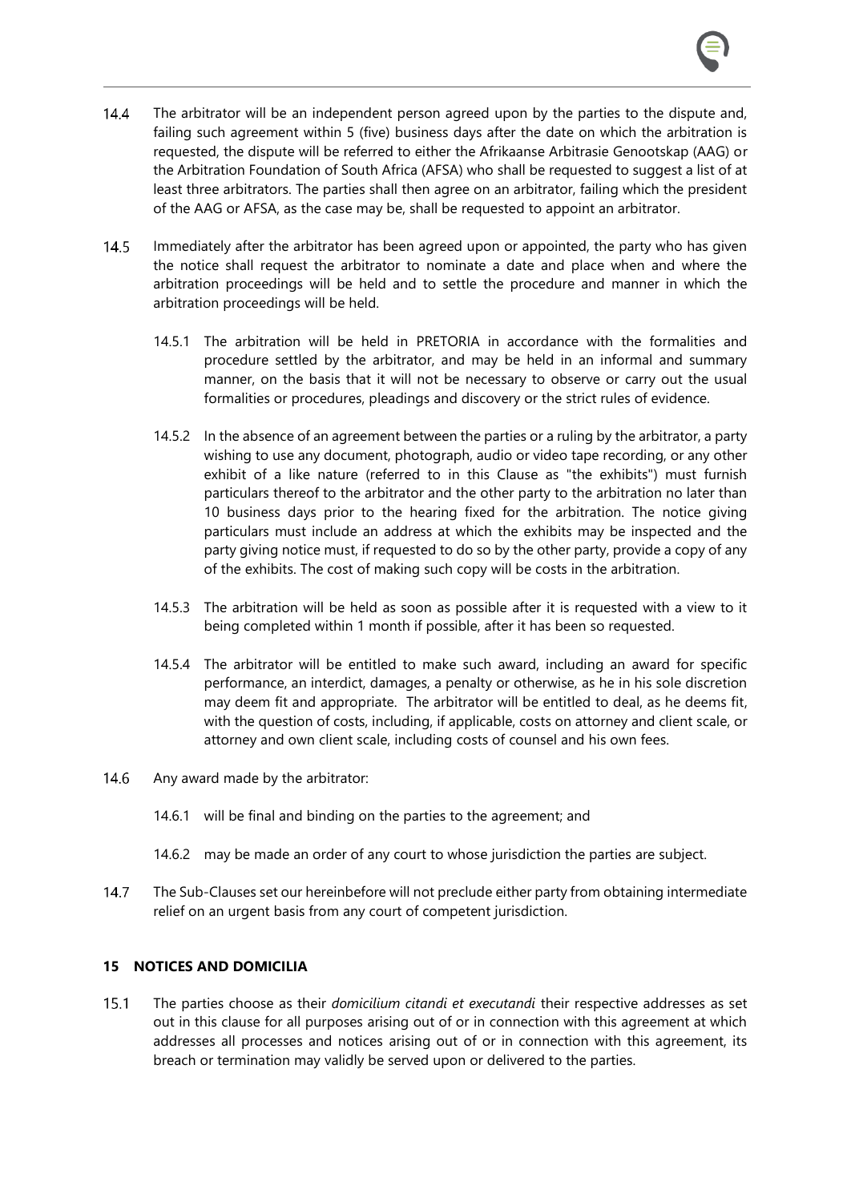14.4 The arbitrator will be an independent person agreed upon by the parties to the dispute and, failing such agreement within 5 (five) business days after the date on which the arbitration is requested, the dispute will be referred to either the Afrikaanse Arbitrasie Genootskap (AAG) or the Arbitration Foundation of South Africa (AFSA) who shall be requested to suggest a list of at least three arbitrators. The parties shall then agree on an arbitrator, failing which the president of the AAG or AFSA, as the case may be, shall be requested to appoint an arbitrator.

14.5 Immediately after the arbitrator has been agreed upon or appointed, the party who has given the notice shall request the arbitrator to nominate a date and place when and where the arbitration proceedings will be held and to settle the procedure and manner in which the arbitration proceedings will be held.

14.5.1 The arbitration will be held in PRETORIA in accordance with the formalities and procedure settled by the arbitrator, and may be held in an informal and summary manner, on the basis that it will not be necessary to observe or carry out the usual formalities or procedures, pleadings and discovery or the strict rules of evidence.

14.5.2 In the absence of an agreement between the parties or a ruling by the arbitrator, a party wishing to use any document, photograph, audio or video tape recording, or any other exhibit of a like nature (referred to in this Clause as "the exhibits") must furnish particulars thereof to the arbitrator and the other party to the arbitration no later than 10 business days prior to the hearing fixed for the arbitration. The notice giving particulars must include an address at which the exhibits may be inspected and the party giving notice must, if requested to do so by the other party, provide a copy of any of the exhibits. The cost of making such copy will be costs in the arbitration.

14.5.3 The arbitration will be held as soon as possible after it is requested with a view to it being completed within 1 month if possible, after it has been so requested.

14.5.4 The arbitrator will be entitled to make such award, including an award for specific performance, an interdict, damages, a penalty or otherwise, as he in his sole discretion may deem fit and appropriate. The arbitrator will be entitled to deal, as he deems fit, with the question of costs, including, if applicable, costs on attorney and client scale, or attorney and own client scale, including costs of counsel and his own fees.

14.6 Any award made by the arbitrator:

14.6.1 will be final and binding on the parties to the agreement; and

14.6.2 may be made an order of any court to whose jurisdiction the parties are subject.

14.7 The Sub-Clauses set our hereinbefore will not preclude either party from obtaining intermediate relief on an urgent basis from any court of competent jurisdiction.

## 15 NOTICES AND DOMICILIA

15.1 The parties choose as their *domicilium citandi et executandi* their respective addresses as set out in this clause for all purposes arising out of or in connection with this agreement at which addresses all processes and notices arising out of or in connection with this agreement, its breach or termination may validly be served upon or delivered to the parties.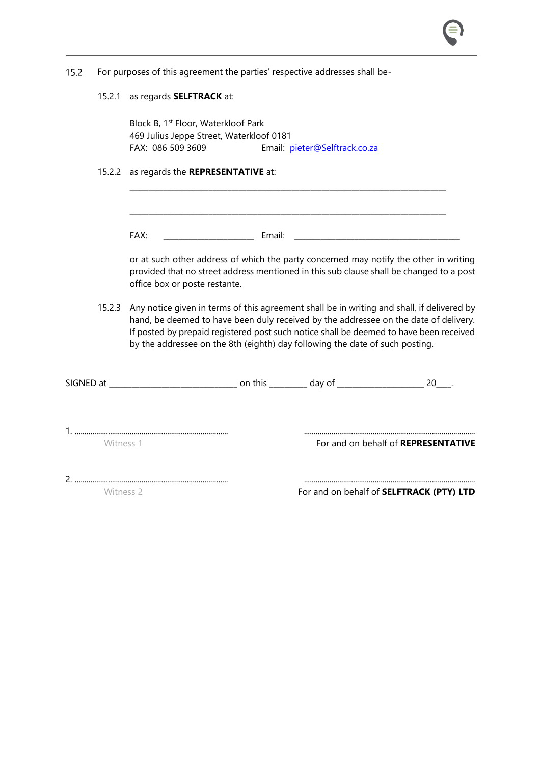15.2 For purposes of this agreement the parties' respective addresses shall be-

15.2.1 as regards **SELFTRACK** at:

Block B, 1st Floor, Waterkloof Park
469 Julius Jeppe Street, Waterkloof 0181
FAX: 086 509 3609 Email: pieter@Selftrack.co.za

15.2.2 as regards the **REPRESENTATIVE** at:

_______________________________________________________________________________

_______________________________________________________________________________

FAX: ______________________ Email: _________________________________________

or at such other address of which the party concerned may notify the other in writing provided that no street address mentioned in this sub clause shall be changed to a post office box or poste restante.

15.2.3 Any notice given in terms of this agreement shall be in writing and shall, if delivered by hand, be deemed to have been duly received by the addressee on the date of delivery. If posted by prepaid registered post such notice shall be deemed to have been received by the addressee on the 8th (eighth) day following the date of such posting.

SIGNED at ________________________________ on this _________ day of _____________________ 20____.

1. ..............................................................................
Witness 1

..............................................................................
For and on behalf of **REPRESENTATIVE**

2. ..............................................................................
Witness 2

..............................................................................
For and on behalf of **SELFTRACK (PTY) LTD**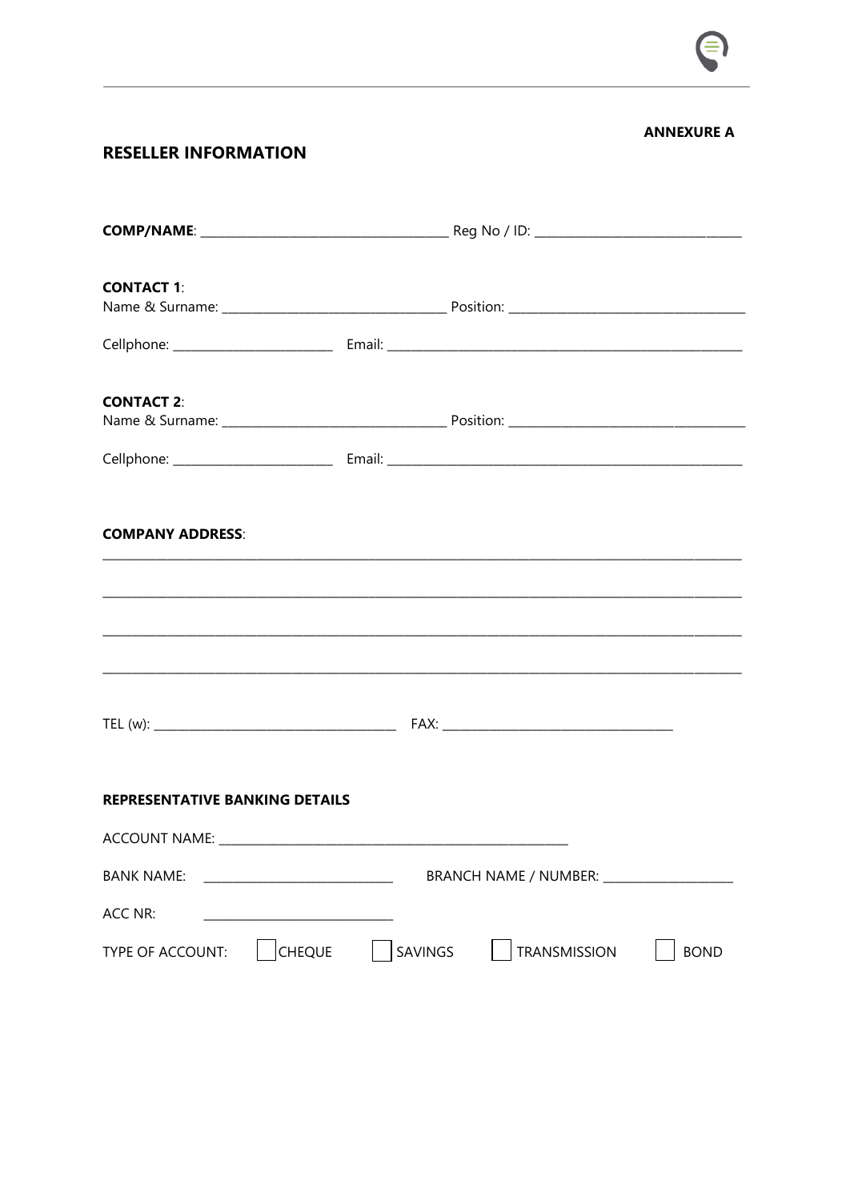**ANNEXURE A**

## RESELLER INFORMATION

**COMP/NAME**: ______________________________________ Reg No / ID: ________________________________

**CONTACT 1**:
Name & Surname: __________________________________ Position: ____________________________________

Cellphone: _______________________ Email: ______________________________________________________

**CONTACT 2**:
Name & Surname: __________________________________ Position: ____________________________________

Cellphone: _______________________ Email: ______________________________________________________

**COMPANY ADDRESS**:

________________________________________________________________________________________________

________________________________________________________________________________________________

________________________________________________________________________________________________

________________________________________________________________________________________________

TEL (w): _____________________________________ FAX: ___________________________________

**REPRESENTATIVE BANKING DETAILS**

ACCOUNT NAME: _____________________________________________________

BANK NAME: ____________________________ BRANCH NAME / NUMBER: ___________________

ACC NR: ____________________________

TYPE OF ACCOUNT: ☐ CHEQUE ☐ SAVINGS ☐ TRANSMISSION ☐ BOND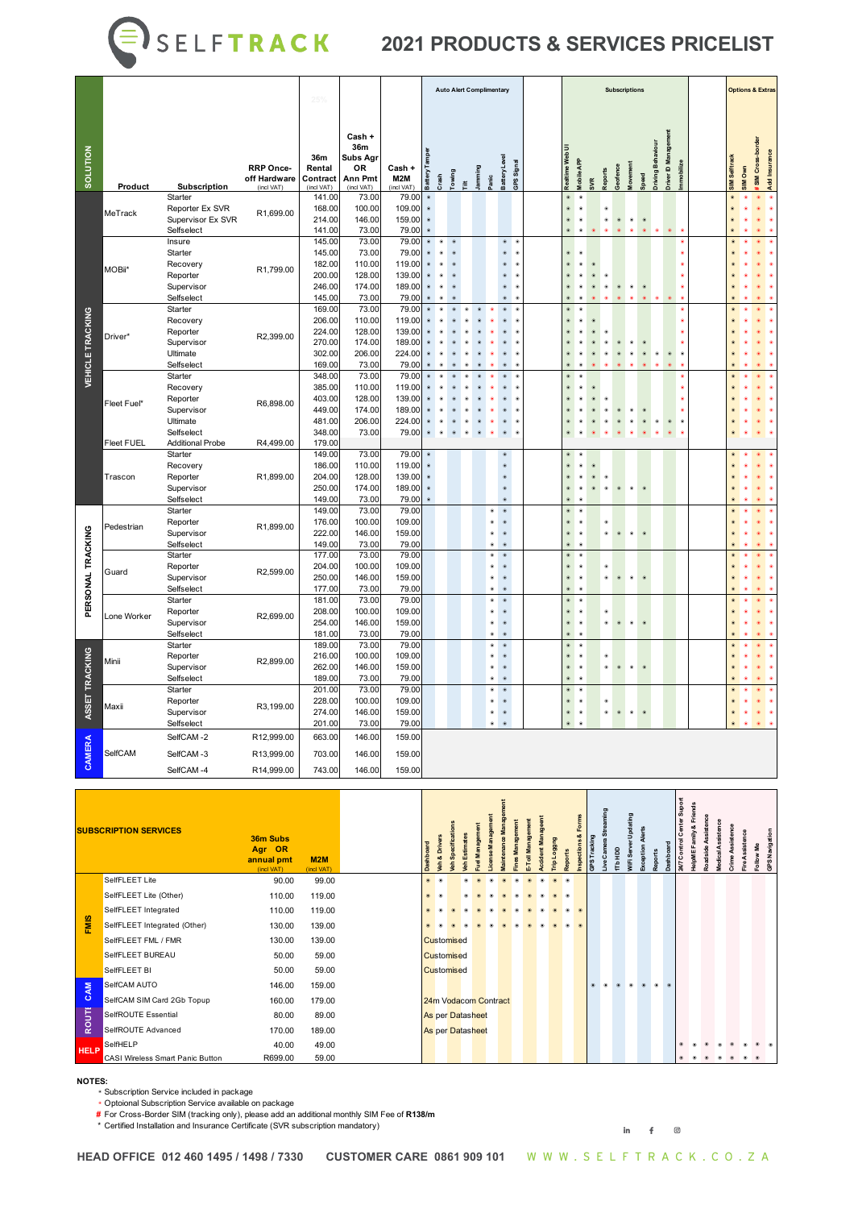# SELFTRACK

## 2021 PRODUCTS & SERVICES PRICELIST

Auto Alert Complimentary: Battery Tamper, Crash, Towing, Tilt, Jamming, Panic, Battery Level, GPS Signal.
Subscriptions: Realtime Web UI, Mobile APP, SVR, Reports, Geofence, Movement, Speed, Driving Behaviour, Driver ID Management, Immobilize.
Options & Extras: SIM Selftrack, SIM Own, # SIM Cross-border, Add Insurance.

| SOLUTION | Product | Subscription | RRP Once-off Hardware (incl VAT) | 36m Rental Contract (incl VAT) | Cash + 36m Subs Agr OR Ann Pmt (incl VAT) | Cash + M2M (incl VAT) | Battery Tamper | Crash | Towing | Tilt | Jamming | Panic | Battery Level | GPS Signal | Realtime Web UI | Mobile APP | SVR | Reports | Geofence | Movement | Speed | Driving Behaviour | Driver ID Management | Immobilize | SIM Selftrack | SIM Own | # SIM Cross-border | Add Insurance |
|---|---|---|---|---|---|---|---|---|---|---|---|---|---|---|---|---|---|---|---|---|---|---|---|---|---|---|---|---|
| VEHICLE TRACKING | MeTrack | Starter | R1,699.00 | 141.00 | 73.00 | 79.00 | * | | | | | | | | * | * | | | | | | | | | * | * | * | * |
| | | Reporter Ex SVR | | 168.00 | 100.00 | 109.00 | * | | | | | | | | * | * | | * | | | | | | | * | * | * | * |
| | | Supervisor Ex SVR | | 214.00 | 146.00 | 159.00 | * | | | | | | | | * | * | | * | * | * | * | | | | * | * | * | * |
| | | Selfselect | | 141.00 | 73.00 | 79.00 | * | | | | | | | | * | * | * | * | * | * | * | * | * | * | * | * | * | * |
| | MOBii* | Insure | R1,799.00 | 145.00 | 73.00 | 79.00 | * | * | * | | | | * | * | | | | | | | | | | * | * | * | * | * |
| | | Starter | | 145.00 | 73.00 | 79.00 | * | * | * | | | | * | * | * | * | | | | | | | | * | * | * | * | * |
| | | Recovery | | 182.00 | 110.00 | 119.00 | * | * | * | | | | * | * | * | * | * | | | | | | | * | * | * | * | * |
| | | Reporter | | 200.00 | 128.00 | 139.00 | * | * | * | | | | * | * | * | * | * | * | | | | | | * | * | * | * | * |
| | | Supervisor | | 246.00 | 174.00 | 189.00 | * | * | * | | | | * | * | * | * | * | * | * | * | * | | | * | * | * | * | * |
| | | Selfselect | | 145.00 | 73.00 | 79.00 | * | * | * | | | | * | * | * | * | * | * | * | * | * | * | * | * | * | * | * | * |
| | Driver* | Starter | R2,399.00 | 169.00 | 73.00 | 79.00 | * | * | * | * | * | * | * | * | * | * | | | | | | | | * | * | * | * | * |
| | | Recovery | | 206.00 | 110.00 | 119.00 | * | * | * | * | * | * | * | * | * | * | * | | | | | | | * | * | * | * | * |
| | | Reporter | | 224.00 | 128.00 | 139.00 | * | * | * | * | * | * | * | * | * | * | * | * | | | | | | * | * | * | * | * |
| | | Supervisor | | 270.00 | 174.00 | 189.00 | * | * | * | * | * | * | * | * | * | * | * | * | * | * | * | | | * | * | * | * | * |
| | | Ultimate | | 302.00 | 206.00 | 224.00 | * | * | * | * | * | * | * | * | * | * | * | * | * | * | * | * | * | * | * | * | * | * |
| | | Selfselect | | 169.00 | 73.00 | 79.00 | * | * | * | * | * | * | * | * | * | * | * | * | * | * | * | * | * | * | * | * | * | * |
| | Fleet Fuel* | Starter | R6,898.00 | 348.00 | 73.00 | 79.00 | * | * | * | * | * | * | * | * | * | * | | | | | | | | * | * | * | * | * |
| | | Recovery | | 385.00 | 110.00 | 119.00 | * | * | * | * | * | * | * | * | * | * | * | | | | | | | * | * | * | * | * |
| | | Reporter | | 403.00 | 128.00 | 139.00 | * | * | * | * | * | * | * | * | * | * | * | * | | | | | | * | * | * | * | * |
| | | Supervisor | | 449.00 | 174.00 | 189.00 | * | * | * | * | * | * | * | * | * | * | * | * | * | * | * | | | * | * | * | * | * |
| | | Ultimate | | 481.00 | 206.00 | 224.00 | * | * | * | * | * | * | * | * | * | * | * | * | * | * | * | * | * | * | * | * | * | * |
| | | Selfselect | | 348.00 | 73.00 | 79.00 | * | * | * | * | * | * | * | * | * | * | * | * | * | * | * | * | * | * | * | * | * | * |
| | Fleet FUEL | Additional Probe | R4,499.00 | 179.00 | | | | | | | | | | | | | | | | | | | | | | | | |
| | Trascon | Starter | R1,899.00 | 149.00 | 73.00 | 79.00 | * | | | | | | * | | * | * | | | | | | | | | * | * | * | * |
| | | Recovery | | 186.00 | 110.00 | 119.00 | * | | | | | | * | | * | * | * | | | | | | | | * | * | * | * |
| | | Reporter | | 204.00 | 128.00 | 139.00 | * | | | | | | * | | * | * | * | * | | | | | | | * | * | * | * |
| | | Supervisor | | 250.00 | 174.00 | 189.00 | * | | | | | | * | | * | * | * | * | * | * | * | | | | * | * | * | * |
| | | Selfselect | | 149.00 | 73.00 | 79.00 | * | | | | | | * | | * | * | | | | | | | | | * | * | * | * |
| PERSONAL TRACKING | Pedestrian | Starter | R1,899.00 | 149.00 | 73.00 | 79.00 | | | | | | * | * | | * | * | | | | | | | | | * | * | * | * |
| | | Reporter | | 176.00 | 100.00 | 109.00 | | | | | | * | * | | * | * | | * | | | | | | | * | * | * | * |
| | | Supervisor | | 222.00 | 146.00 | 159.00 | | | | | | * | * | | * | * | | * | * | * | * | | | | * | * | * | * |
| | | Selfselect | | 149.00 | 73.00 | 79.00 | | | | | | * | * | | * | * | | | | | | | | | * | * | * | * |
| | Guard | Starter | R2,599.00 | 177.00 | 73.00 | 79.00 | | | | | | * | * | | * | * | | | | | | | | | * | * | * | * |
| | | Reporter | | 204.00 | 100.00 | 109.00 | | | | | | * | * | | * | * | | * | | | | | | | * | * | * | * |
| | | Supervisor | | 250.00 | 146.00 | 159.00 | | | | | | * | * | | * | * | | * | * | * | * | | | | * | * | * | * |
| | | Selfselect | | 177.00 | 73.00 | 79.00 | | | | | | * | * | | * | * | | | | | | | | | * | * | * | * |
| | Lone Worker | Starter | R2,699.00 | 181.00 | 73.00 | 79.00 | | | | | | * | * | | * | * | | | | | | | | | * | * | * | * |
| | | Reporter | | 208.00 | 100.00 | 109.00 | | | | | | * | * | | * | * | | * | | | | | | | * | * | * | * |
| | | Supervisor | | 254.00 | 146.00 | 159.00 | | | | | | * | * | | * | * | | * | * | * | * | | | | * | * | * | * |
| | | Selfselect | | 181.00 | 73.00 | 79.00 | | | | | | * | * | | * | * | | | | | | | | | * | * | * | * |
| ASSET TRACKING | Minii | Starter | R2,899.00 | 189.00 | 73.00 | 79.00 | | | | | | * | * | | * | * | | | | | | | | | * | * | * | * |
| | | Reporter | | 216.00 | 100.00 | 109.00 | | | | | | * | * | | * | * | | * | | | | | | | * | * | * | * |
| | | Supervisor | | 262.00 | 146.00 | 159.00 | | | | | | * | * | | * | * | | * | * | * | * | | | | * | * | * | * |
| | | Selfselect | | 189.00 | 73.00 | 79.00 | | | | | | * | * | | * | * | | | | | | | | | * | * | * | * |
| | Maxii | Starter | R3,199.00 | 201.00 | 73.00 | 79.00 | | | | | | * | * | | * | * | | | | | | | | | * | * | * | * |
| | | Reporter | | 228.00 | 100.00 | 109.00 | | | | | | * | * | | * | * | | * | | | | | | | * | * | * | * |
| | | Supervisor | | 274.00 | 146.00 | 159.00 | | | | | | * | * | | * | * | | * | * | * | * | | | | * | * | * | * |
| | | Selfselect | | 201.00 | 73.00 | 79.00 | | | | | | * | * | | * | * | | | | | | | | | * | * | * | * |
| CAMERA | SelfCAM | SelfCAM -2 | R12,999.00 | 663.00 | 146.00 | 159.00 | | | | | | | | | | | | | | | | | | | | | | |
| | | SelfCAM -3 | R13,999.00 | 703.00 | 146.00 | 159.00 | | | | | | | | | | | | | | | | | | | | | | |
| | | SelfCAM -4 | R14,999.00 | 743.00 | 146.00 | 159.00 | | | | | | | | | | | | | | | | | | | | | | |

## SUBSCRIPTION SERVICES

| | Service | 36m Subs Agr OR annual pmt (incl VAT) | M2M (incl VAT) | Dashboard | Veh & Drivers | Veh Specifications | Veh Estimates | Fuel Management | License Management | Maintenance Management | Fines Management | E-Toll Management | Accident Management | Trip Logging | Reports | Inspections & Forms | GPS Tracking | Live Camera Streaming | 1Tb HDD | WiFi Server Updating | Exception Alerts | Reports | Dashboard | 24/7 Control Center Suport | HelpME Family & Friends | Roadside Assistance | Medical Assistance | Crime Assistance | Fire Assistance | Follow Me | GPS Navigation |
|---|---|---|---|---|---|---|---|---|---|---|---|---|---|---|---|---|---|---|---|---|---|---|---|---|---|---|---|---|---|---|---|
| FMIS | SelfFLEET Lite | 90.00 | 99.00 | * | * | | * | * | * | * | * | * | * | * | * | | | | | | | | | | | | | | | | |
| | SelfFLEET Lite (Other) | 110.00 | 119.00 | * | * | | * | * | * | * | * | * | * | * | * | | | | | | | | | | | | | | | | |
| | SelfFLEET Integrated | 110.00 | 119.00 | * | * | * | * | * | * | * | * | * | * | * | * | * | | | | | | | | | | | | | | | |
| | SelfFLEET Integrated (Other) | 130.00 | 139.00 | * | * | * | * | * | * | * | * | * | * | * | * | * | | | | | | | | | | | | | | | |
| | SelfFLEET FML / FMR | 130.00 | 139.00 | Customised | | | | | | | | | | | | | | | | | | | | | | | | | | | |
| | SelfFLEET BUREAU | 50.00 | 59.00 | Customised | | | | | | | | | | | | | | | | | | | | | | | | | | | |
| | SelfFLEET BI | 50.00 | 59.00 | Customised | | | | | | | | | | | | | | | | | | | | | | | | | | | |
| CAM | SelfCAM AUTO | 146.00 | 159.00 | | | | | | | | | | | | | | * | * | * | * | * | * | * | | | | | | | | |
| | SelfCAM SIM Card 2Gb Topup | 160.00 | 179.00 | 24m Vodacom Contract | | | | | | | | | | | | | | | | | | | | | | | | | | | |
| ROUTE | SelfROUTE Essential | 80.00 | 89.00 | As per Datasheet | | | | | | | | | | | | | | | | | | | | | | | | | | | |
| | SelfROUTE Advanced | 170.00 | 189.00 | As per Datasheet | | | | | | | | | | | | | | | | | | | | | | | | | | | |
| HELP | SelfHELP | 40.00 | 49.00 | | | | | | | | | | | | | | | | | | | | | * | * | * | * | * | * | * | * |
| | CASI Wireless Smart Panic Button | R699.00 | 59.00 | | | | | | | | | | | | | | | | | | | | | * | * | * | * | * | * | * | |

**NOTES:**

- * Subscription Service included in package
- * Optoional Subscription Service available on package
- # For Cross-Border SIM (tracking only), please add an additional monthly SIM Fee of **R138/m**
- * Certified Installation and Insurance Certificate (SVR subscription mandatory)

HEAD OFFICE 012 460 1495 / 1498 / 7330 CUSTOMER CARE 0861 909 101 WWW.SELFTRACK.CO.ZA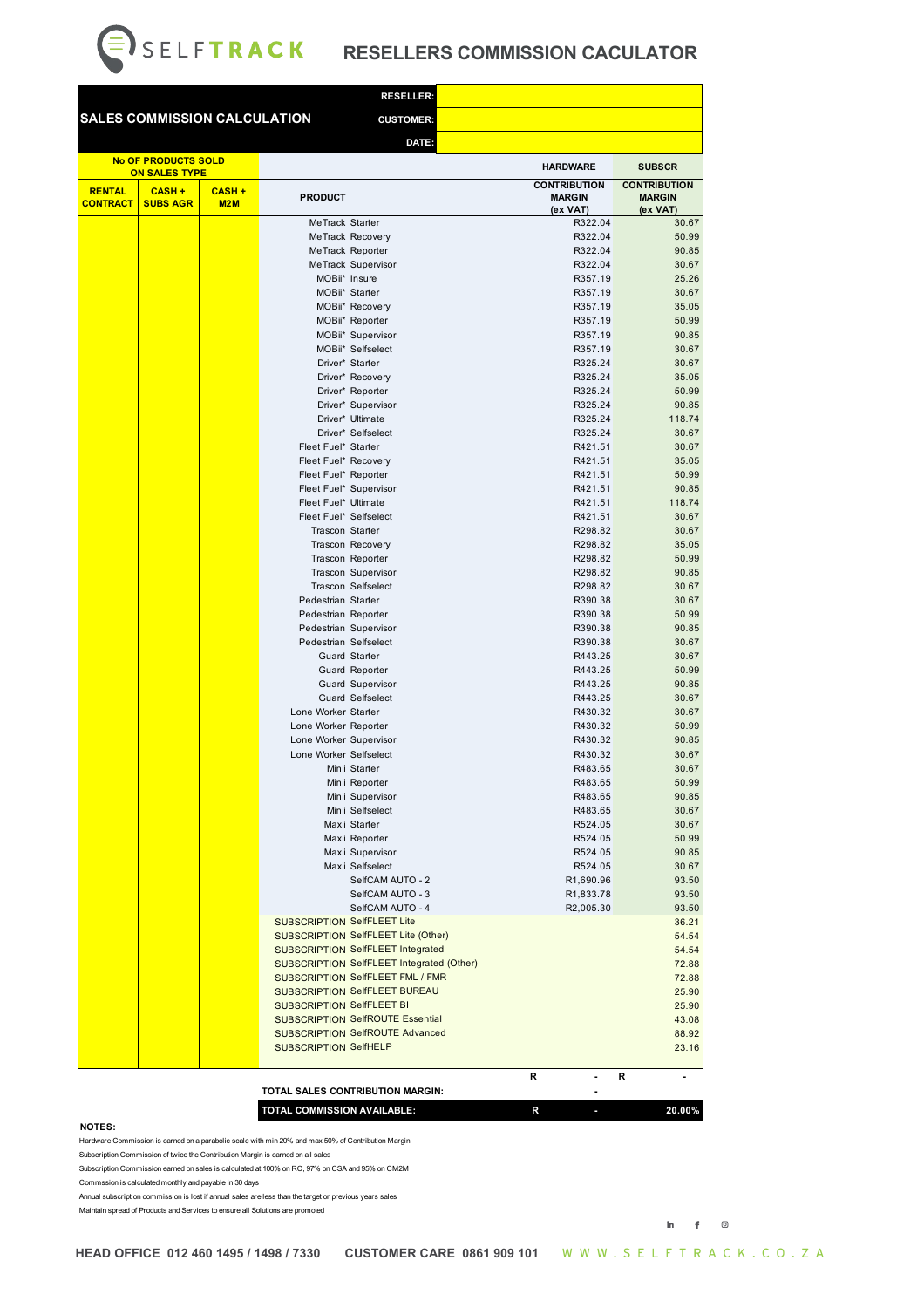SELFTRACK

# RESELLERS COMMISSION CACULATOR

## SALES COMMISSION CALCULATION

**RESELLER:**

**CUSTOMER:**

**DATE:**

| No OF PRODUCTS SOLD ON SALES TYPE | | | | HARDWARE | SUBSCR |
|---|---|---|---|---|---|
| RENTAL CONTRACT | CASH + SUBS AGR | CASH + M2M | PRODUCT | CONTRIBUTION MARGIN (ex VAT) | CONTRIBUTION MARGIN (ex VAT) |
| | | | MeTrack Starter | R322.04 | 30.67 |
| | | | MeTrack Recovery | R322.04 | 50.99 |
| | | | MeTrack Reporter | R322.04 | 90.85 |
| | | | MeTrack Supervisor | R322.04 | 30.67 |
| | | | MOBii* Insure | R357.19 | 25.26 |
| | | | MOBii* Starter | R357.19 | 30.67 |
| | | | MOBii* Recovery | R357.19 | 35.05 |
| | | | MOBii* Reporter | R357.19 | 50.99 |
| | | | MOBii* Supervisor | R357.19 | 90.85 |
| | | | MOBii* Selfselect | R357.19 | 30.67 |
| | | | Driver* Starter | R325.24 | 30.67 |
| | | | Driver* Recovery | R325.24 | 35.05 |
| | | | Driver* Reporter | R325.24 | 50.99 |
| | | | Driver* Supervisor | R325.24 | 90.85 |
| | | | Driver* Ultimate | R325.24 | 118.74 |
| | | | Driver* Selfselect | R325.24 | 30.67 |
| | | | Fleet Fuel* Starter | R421.51 | 30.67 |
| | | | Fleet Fuel* Recovery | R421.51 | 35.05 |
| | | | Fleet Fuel* Reporter | R421.51 | 50.99 |
| | | | Fleet Fuel* Supervisor | R421.51 | 90.85 |
| | | | Fleet Fuel* Ultimate | R421.51 | 118.74 |
| | | | Fleet Fuel* Selfselect | R421.51 | 30.67 |
| | | | Trascon Starter | R298.82 | 30.67 |
| | | | Trascon Recovery | R298.82 | 35.05 |
| | | | Trascon Reporter | R298.82 | 50.99 |
| | | | Trascon Supervisor | R298.82 | 90.85 |
| | | | Trascon Selfselect | R298.82 | 30.67 |
| | | | Pedestrian Starter | R390.38 | 30.67 |
| | | | Pedestrian Reporter | R390.38 | 50.99 |
| | | | Pedestrian Supervisor | R390.38 | 90.85 |
| | | | Pedestrian Selfselect | R390.38 | 30.67 |
| | | | Guard Starter | R443.25 | 30.67 |
| | | | Guard Reporter | R443.25 | 50.99 |
| | | | Guard Supervisor | R443.25 | 90.85 |
| | | | Guard Selfselect | R443.25 | 30.67 |
| | | | Lone Worker Starter | R430.32 | 30.67 |
| | | | Lone Worker Reporter | R430.32 | 50.99 |
| | | | Lone Worker Supervisor | R430.32 | 90.85 |
| | | | Lone Worker Selfselect | R430.32 | 30.67 |
| | | | Minii Starter | R483.65 | 30.67 |
| | | | Minii Reporter | R483.65 | 50.99 |
| | | | Minii Supervisor | R483.65 | 90.85 |
| | | | Minii Selfselect | R483.65 | 30.67 |
| | | | Maxii Starter | R524.05 | 30.67 |
| | | | Maxii Reporter | R524.05 | 50.99 |
| | | | Maxii Supervisor | R524.05 | 90.85 |
| | | | Maxii Selfselect | R524.05 | 30.67 |
| | | | SelfCAM AUTO - 2 | R1,690.96 | 93.50 |
| | | | SelfCAM AUTO - 3 | R1,833.78 | 93.50 |
| | | | SelfCAM AUTO - 4 | R2,005.30 | 93.50 |
| | | | SUBSCRIPTION SelfFLEET Lite | | 36.21 |
| | | | SUBSCRIPTION SelfFLEET Lite (Other) | | 54.54 |
| | | | SUBSCRIPTION SelfFLEET Integrated | | 54.54 |
| | | | SUBSCRIPTION SelfFLEET Integrated (Other) | | 72.88 |
| | | | SUBSCRIPTION SelfFLEET FML / FMR | | 72.88 |
| | | | SUBSCRIPTION SelfFLEET BUREAU | | 25.90 |
| | | | SUBSCRIPTION SelfFLEET BI | | 25.90 |
| | | | SUBSCRIPTION SelfROUTE Essential | | 43.08 |
| | | | SUBSCRIPTION SelfROUTE Advanced | | 88.92 |
| | | | SUBSCRIPTION SelfHELP | | 23.16 |
| | | | | R - | R - |
| | | | TOTAL SALES CONTRIBUTION MARGIN: | - | |
| | | | **TOTAL COMMISSION AVAILABLE:** | R - | 20.00% |

**NOTES:**

Hardware Commission is earned on a parabolic scale with min 20% and max 50% of Contribution Margin

Subscription Commission of twice the Contribution Margin is earned on all sales

Subscription Commission earned on sales is calculated at 100% on RC, 97% on CSA and 95% on CM2M

Commssion is calculated monthly and payable in 30 days

Annual subscription commission is lost if annual sales are less than the target or previous years sales

Maintain spread of Products and Services to ensure all Solutions are promoted

**HEAD OFFICE 012 460 1495 / 1498 / 7330** **CUSTOMER CARE 0861 909 101** WWW.SELFTRACK.CO.ZA